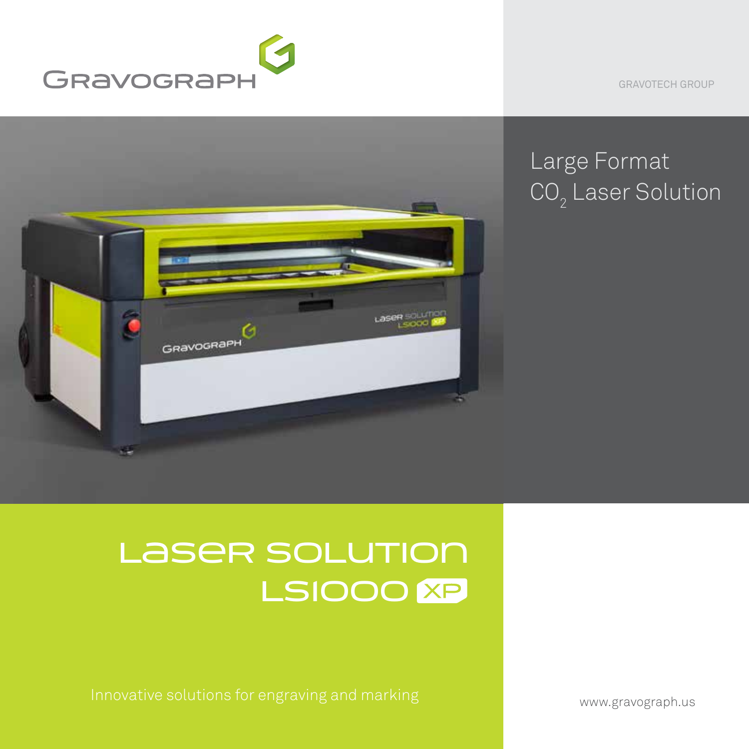Gravograph

GRAVOTECH GROUP

Large Format
$CO_2$ Laser Solution

# Laser Solution LS1000 XP

Innovative solutions for engraving and marking

www.gravograph.us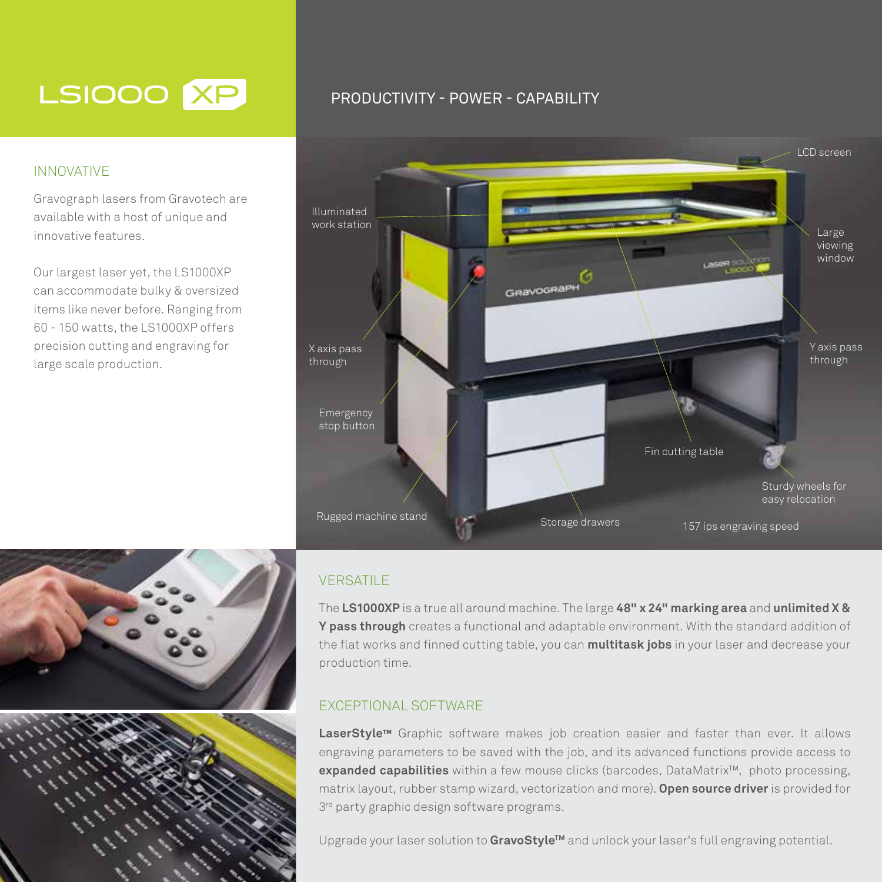# LS1000 XP

## PRODUCTIVITY - POWER - CAPABILITY

### INNOVATIVE

Gravograph lasers from Gravotech are available with a host of unique and innovative features.

Our largest laser yet, the LS1000XP can accommodate bulky & oversized items like never before. Ranging from 60 - 150 watts, the LS1000XP offers precision cutting and engraving for large scale production.

LCD screen

Illuminated work station

Large viewing window

X axis pass through

Y axis pass through

Emergency stop button

Fin cutting table

Sturdy wheels for easy relocation

Rugged machine stand

Storage drawers

157 ips engraving speed

### VERSATILE

The **LS1000XP** is a true all around machine. The large **48" x 24" marking area** and **unlimited X & Y pass through** creates a functional and adaptable environment. With the standard addition of the flat works and finned cutting table, you can **multitask jobs** in your laser and decrease your production time.

### EXCEPTIONAL SOFTWARE

**LaserStyle™** Graphic software makes job creation easier and faster than ever. It allows engraving parameters to be saved with the job, and its advanced functions provide access to **expanded capabilities** within a few mouse clicks (barcodes, DataMatrix™, photo processing, matrix layout, rubber stamp wizard, vectorization and more). **Open source driver** is provided for 3rd party graphic design software programs.

Upgrade your laser solution to **GravoStyle™** and unlock your laser's full engraving potential.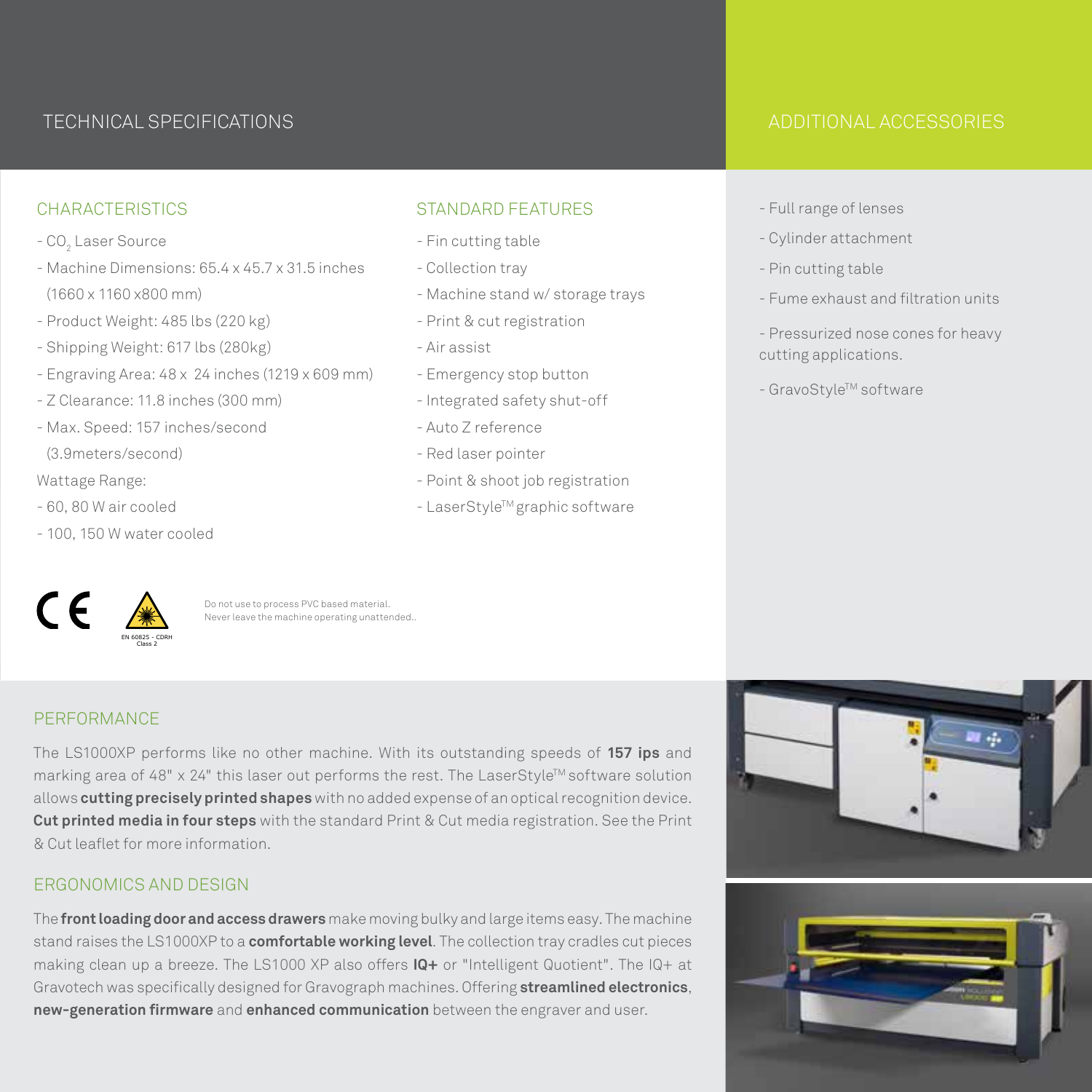# TECHNICAL SPECIFICATIONS

## CHARACTERISTICS

- $CO_2$ Laser Source
- Machine Dimensions: 65.4 x 45.7 x 31.5 inches (1660 x 1160 x800 mm)
- Product Weight: 485 lbs (220 kg)
- Shipping Weight: 617 lbs (280kg)
- Engraving Area: 48 x 24 inches (1219 x 609 mm)
- Z Clearance: 11.8 inches (300 mm)
- Max. Speed: 157 inches/second (3.9meters/second)

Wattage Range:

- 60, 80 W air cooled
- 100, 150 W water cooled

## STANDARD FEATURES

- Fin cutting table
- Collection tray
- Machine stand w/ storage trays
- Print & cut registration
- Air assist
- Emergency stop button
- Integrated safety shut-off
- Auto Z reference
- Red laser pointer
- Point & shoot job registration
- LaserStyle™ graphic software

EN 60825 - CDRH Class 2

Do not use to process PVC based material.
Never leave the machine operating unattended..

# ADDITIONAL ACCESSORIES

- Full range of lenses
- Cylinder attachment
- Pin cutting table
- Fume exhaust and filtration units
- Pressurized nose cones for heavy cutting applications.
- GravoStyle™ software

## PERFORMANCE

The LS1000XP performs like no other machine. With its outstanding speeds of **157 ips** and marking area of 48" x 24" this laser out performs the rest. The LaserStyle™ software solution allows **cutting precisely printed shapes** with no added expense of an optical recognition device. **Cut printed media in four steps** with the standard Print & Cut media registration. See the Print & Cut leaflet for more information.

## ERGONOMICS AND DESIGN

The **front loading door and access drawers** make moving bulky and large items easy. The machine stand raises the LS1000XP to a **comfortable working level**. The collection tray cradles cut pieces making clean up a breeze. The LS1000 XP also offers **IQ+** or "Intelligent Quotient". The IQ+ at Gravotech was specifically designed for Gravograph machines. Offering **streamlined electronics**, **new-generation firmware** and **enhanced communication** between the engraver and user.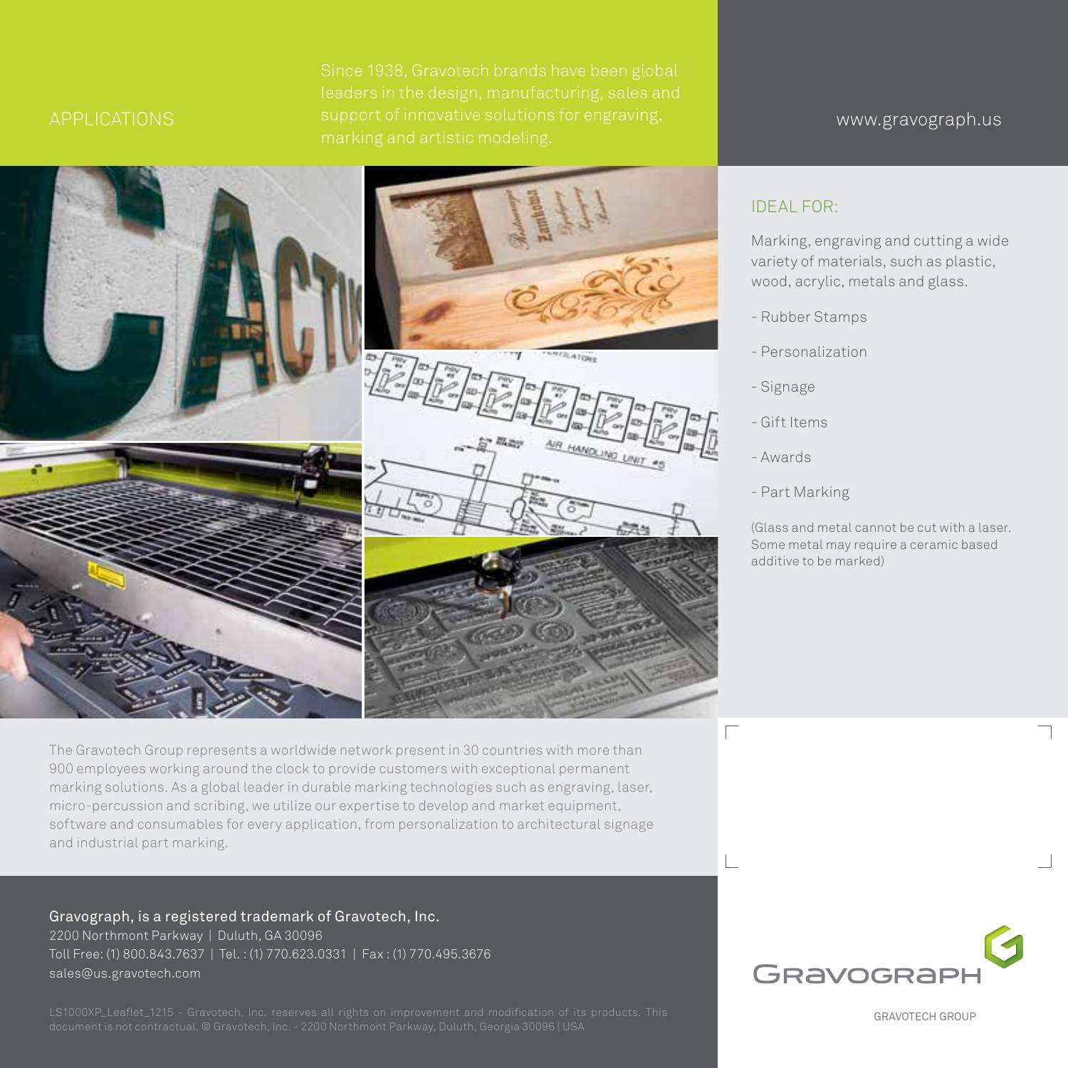## APPLICATIONS

Since 1938, Gravotech brands have been global leaders in the design, manufacturing, sales and support of innovative solutions for engraving, marking and artistic modeling.

www.gravograph.us

### IDEAL FOR:

Marking, engraving and cutting a wide variety of materials, such as plastic, wood, acrylic, metals and glass.

- Rubber Stamps
- Personalization
- Signage
- Gift Items
- Awards
- Part Marking

(Glass and metal cannot be cut with a laser. Some metal may require a ceramic based additive to be marked)

The Gravotech Group represents a worldwide network present in 30 countries with more than 900 employees working around the clock to provide customers with exceptional permanent marking solutions. As a global leader in durable marking technologies such as engraving, laser, micro-percussion and scribing, we utilize our expertise to develop and market equipment, software and consumables for every application, from personalization to architectural signage and industrial part marking.

**Gravograph, is a registered trademark of Gravotech, Inc.**
2200 Northmont Parkway | Duluth, GA 30096
Toll Free: (1) 800.843.7637 | Tel. : (1) 770.623.0331 | Fax : (1) 770.495.3676
sales@us.gravotech.com

LS1000XP_Leaflet_1215 - Gravotech, Inc. reserves all rights on improvement and modification of its products. This document is not contractual. © Gravotech, Inc. - 2200 Northmont Parkway, Duluth, Georgia 30096 | USA

GRAVOGRAPH

GRAVOTECH GROUP